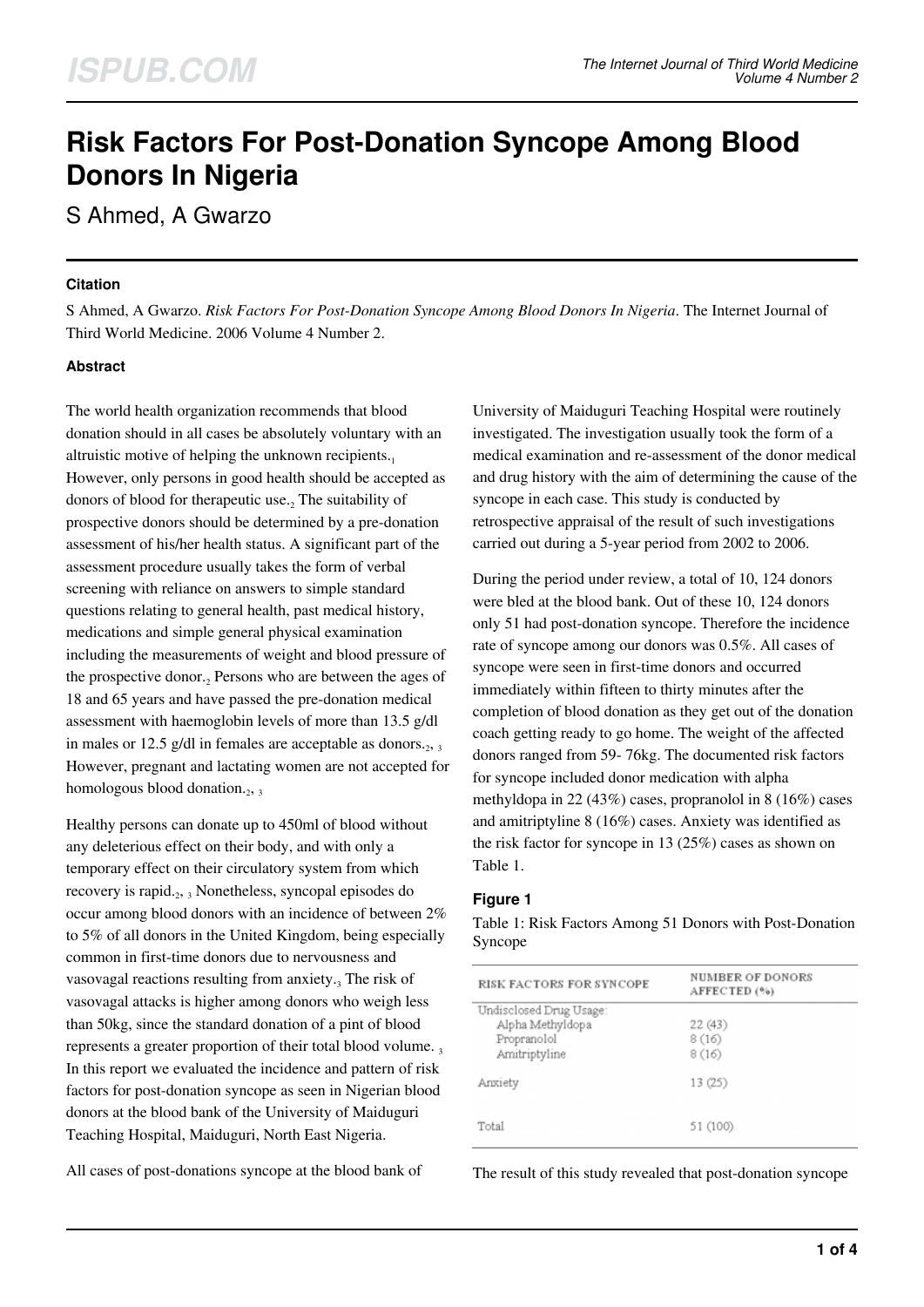# Risk Factors For Post-Donation Syncope Among Blood Donors In Nigeria

S Ahmed, A Gwarzo

## Citation

S Ahmed, A Gwarzo. *Risk Factors For Post-Donation Syncope Among Blood Donors In Nigeria*. The Internet Journal of Third World Medicine. 2006 Volume 4 Number 2.

## Abstract

The world health organization recommends that blood donation should in all cases be absolutely voluntary with an altruistic motive of helping the unknown recipients.[1] However, only persons in good health should be accepted as donors of blood for therapeutic use.[2] The suitability of prospective donors should be determined by a pre-donation assessment of his/her health status. A significant part of the assessment procedure usually takes the form of verbal screening with reliance on answers to simple standard questions relating to general health, past medical history, medications and simple general physical examination including the measurements of weight and blood pressure of the prospective donor.[2] Persons who are between the ages of 18 and 65 years and have passed the pre-donation medical assessment with haemoglobin levels of more than 13.5 g/dl in males or 12.5 g/dl in females are acceptable as donors.[2, 3] However, pregnant and lactating women are not accepted for homologous blood donation.[2, 3]

Healthy persons can donate up to 450ml of blood without any deleterious effect on their body, and with only a temporary effect on their circulatory system from which recovery is rapid.[2, 3] Nonetheless, syncopal episodes do occur among blood donors with an incidence of between 2% to 5% of all donors in the United Kingdom, being especially common in first-time donors due to nervousness and vasovagal reactions resulting from anxiety.[3] The risk of vasovagal attacks is higher among donors who weigh less than 50kg, since the standard donation of a pint of blood represents a greater proportion of their total blood volume.[3] In this report we evaluated the incidence and pattern of risk factors for post-donation syncope as seen in Nigerian blood donors at the blood bank of the University of Maiduguri Teaching Hospital, Maiduguri, North East Nigeria.

All cases of post-donations syncope at the blood bank of University of Maiduguri Teaching Hospital were routinely investigated. The investigation usually took the form of a medical examination and re-assessment of the donor medical and drug history with the aim of determining the cause of the syncope in each case. This study is conducted by retrospective appraisal of the result of such investigations carried out during a 5-year period from 2002 to 2006.

During the period under review, a total of 10, 124 donors were bled at the blood bank. Out of these 10, 124 donors only 51 had post-donation syncope. Therefore the incidence rate of syncope among our donors was 0.5%. All cases of syncope were seen in first-time donors and occurred immediately within fifteen to thirty minutes after the completion of blood donation as they get out of the donation coach getting ready to go home. The weight of the affected donors ranged from 59- 76kg. The documented risk factors for syncope included donor medication with alpha methyldopa in 22 (43%) cases, propranolol in 8 (16%) cases and amitriptyline 8 (16%) cases. Anxiety was identified as the risk factor for syncope in 13 (25%) cases as shown on Table 1.

### Figure 1

Table 1: Risk Factors Among 51 Donors with Post-Donation Syncope

| RISK FACTORS FOR SYNCOPE | NUMBER OF DONORS AFFECTED (%) |
|---|---|
| Undisclosed Drug Usage: | |
| Alpha Methyldopa | 22 (43) |
| Propranolol | 8 (16) |
| Amitriptyline | 8 (16) |
| Anxiety | 13 (25) |
| Total | 51 (100) |

The result of this study revealed that post-donation syncope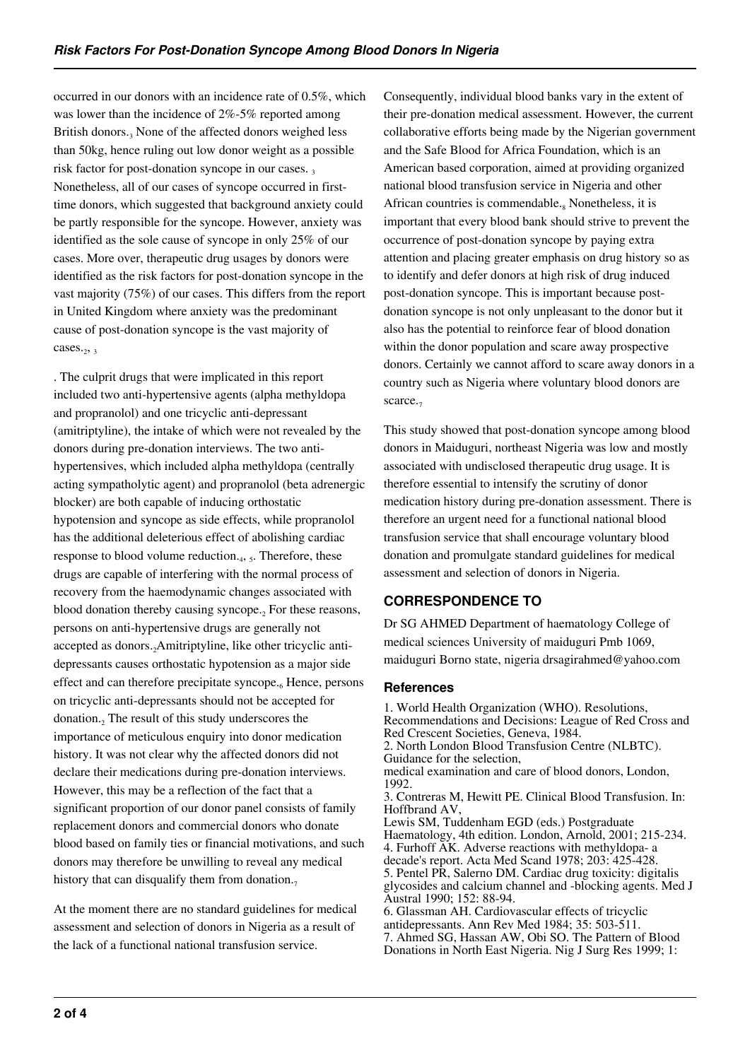occurred in our donors with an incidence rate of 0.5%, which was lower than the incidence of 2%-5% reported among British donors.[3] None of the affected donors weighed less than 50kg, hence ruling out low donor weight as a possible risk factor for post-donation syncope in our cases. [3] Nonetheless, all of our cases of syncope occurred in first-time donors, which suggested that background anxiety could be partly responsible for the syncope. However, anxiety was identified as the sole cause of syncope in only 25% of our cases. More over, therapeutic drug usages by donors were identified as the risk factors for post-donation syncope in the vast majority (75%) of our cases. This differs from the report in United Kingdom where anxiety was the predominant cause of post-donation syncope is the vast majority of cases.[2, 3]

. The culprit drugs that were implicated in this report included two anti-hypertensive agents (alpha methyldopa and propranolol) and one tricyclic anti-depressant (amitriptyline), the intake of which were not revealed by the donors during pre-donation interviews. The two anti-hypertensives, which included alpha methyldopa (centrally acting sympatholytic agent) and propranolol (beta adrenergic blocker) are both capable of inducing orthostatic hypotension and syncope as side effects, while propranolol has the additional deleterious effect of abolishing cardiac response to blood volume reduction.[4, 5]. Therefore, these drugs are capable of interfering with the normal process of recovery from the haemodynamic changes associated with blood donation thereby causing syncope.[2] For these reasons, persons on anti-hypertensive drugs are generally not accepted as donors.[2]Amitriptyline, like other tricyclic anti-depressants causes orthostatic hypotension as a major side effect and can therefore precipitate syncope.[6] Hence, persons on tricyclic anti-depressants should not be accepted for donation.[2] The result of this study underscores the importance of meticulous enquiry into donor medication history. It was not clear why the affected donors did not declare their medications during pre-donation interviews. However, this may be a reflection of the fact that a significant proportion of our donor panel consists of family replacement donors and commercial donors who donate blood based on family ties or financial motivations, and such donors may therefore be unwilling to reveal any medical history that can disqualify them from donation.[7]

At the moment there are no standard guidelines for medical assessment and selection of donors in Nigeria as a result of the lack of a functional national transfusion service. Consequently, individual blood banks vary in the extent of their pre-donation medical assessment. However, the current collaborative efforts being made by the Nigerian government and the Safe Blood for Africa Foundation, which is an American based corporation, aimed at providing organized national blood transfusion service in Nigeria and other African countries is commendable.[8] Nonetheless, it is important that every blood bank should strive to prevent the occurrence of post-donation syncope by paying extra attention and placing greater emphasis on drug history so as to identify and defer donors at high risk of drug induced post-donation syncope. This is important because post-donation syncope is not only unpleasant to the donor but it also has the potential to reinforce fear of blood donation within the donor population and scare away prospective donors. Certainly we cannot afford to scare away donors in a country such as Nigeria where voluntary blood donors are scarce.[7]

This study showed that post-donation syncope among blood donors in Maiduguri, northeast Nigeria was low and mostly associated with undisclosed therapeutic drug usage. It is therefore essential to intensify the scrutiny of donor medication history during pre-donation assessment. There is therefore an urgent need for a functional national blood transfusion service that shall encourage voluntary blood donation and promulgate standard guidelines for medical assessment and selection of donors in Nigeria.

## CORRESPONDENCE TO

Dr SG AHMED Department of haematology College of medical sciences University of maiduguri Pmb 1069, maiduguri Borno state, nigeria drsagirahmed@yahoo.com

### References

1. World Health Organization (WHO). Resolutions, Recommendations and Decisions: League of Red Cross and Red Crescent Societies, Geneva, 1984.
2. North London Blood Transfusion Centre (NLBTC). Guidance for the selection, medical examination and care of blood donors, London, 1992.
3. Contreras M, Hewitt PE. Clinical Blood Transfusion. In: Hoffbrand AV, Lewis SM, Tuddenham EGD (eds.) Postgraduate Haematology, 4th edition. London, Arnold, 2001; 215-234.
4. Furhoff AK. Adverse reactions with methyldopa- a decade's report. Acta Med Scand 1978; 203: 425-428.
5. Pentel PR, Salerno DM. Cardiac drug toxicity: digitalis glycosides and calcium channel and -blocking agents. Med J Austral 1990; 152: 88-94.
6. Glassman AH. Cardiovascular effects of tricyclic antidepressants. Ann Rev Med 1984; 35: 503-511.
7. Ahmed SG, Hassan AW, Obi SO. The Pattern of Blood Donations in North East Nigeria. Nig J Surg Res 1999; 1: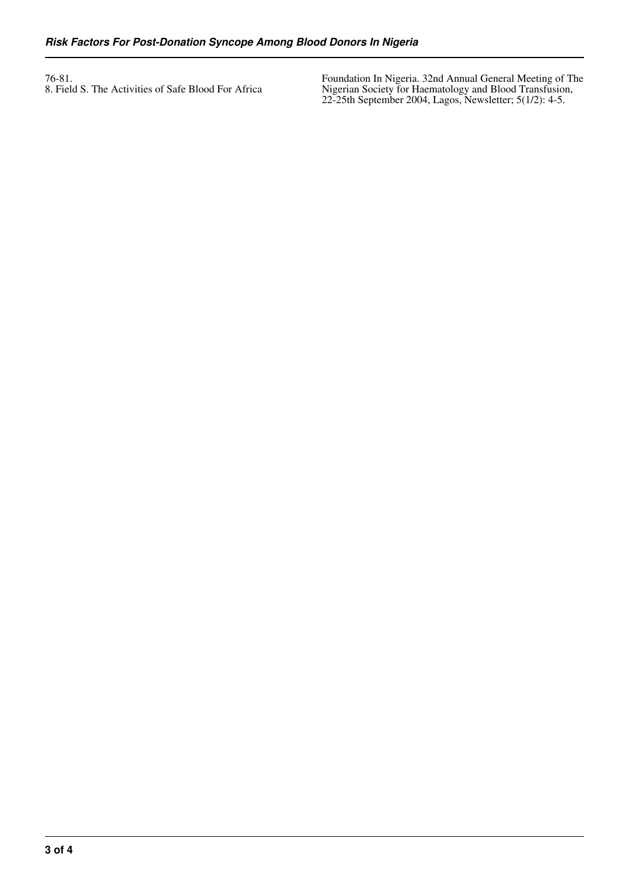76-81.

8. Field S. The Activities of Safe Blood For Africa Foundation In Nigeria. 32nd Annual General Meeting of The Nigerian Society for Haematology and Blood Transfusion, 22-25th September 2004, Lagos, Newsletter; 5(1/2): 4-5.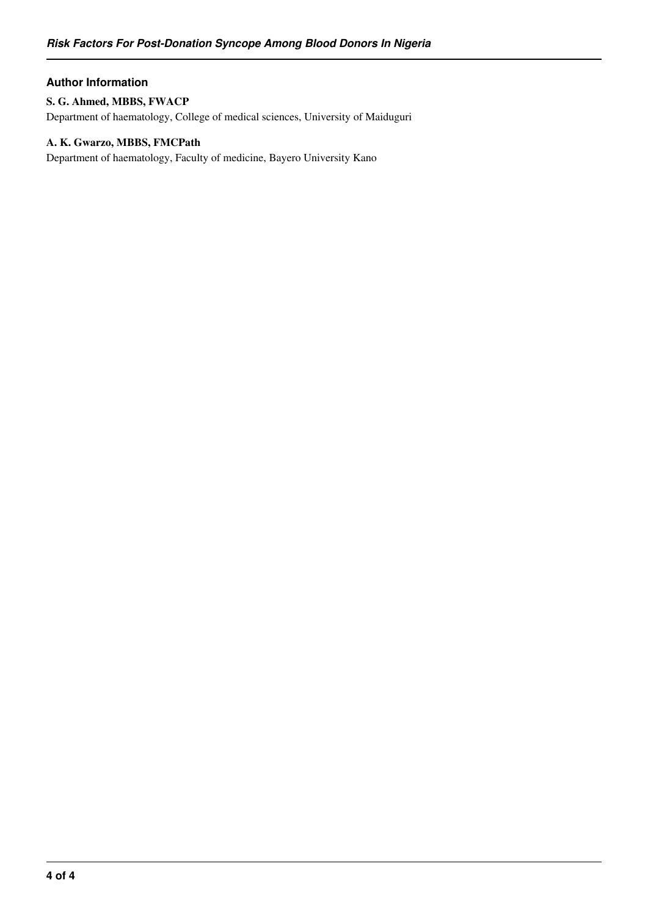## Author Information

**S. G. Ahmed, MBBS, FWACP**

Department of haematology, College of medical sciences, University of Maiduguri

**A. K. Gwarzo, MBBS, FMCPath**

Department of haematology, Faculty of medicine, Bayero University Kano